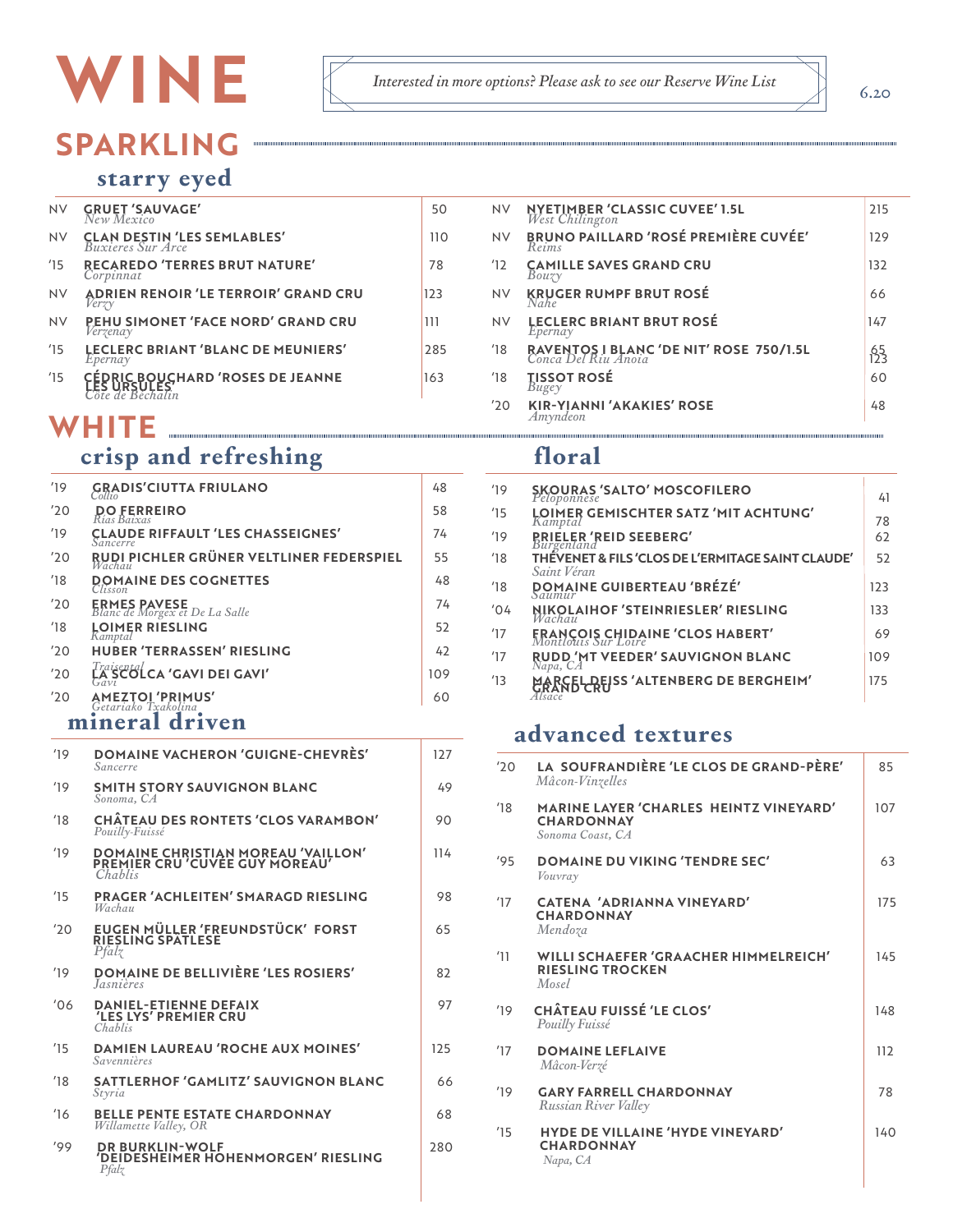# WINE

*Interested in more options? Please ask to see our Reserve Wine List*

6.20

## SPARKLING

### starry eyed

| Vintage | Wine | Price |
|---|---|---|
| NV | **GRUET 'SAUVAGE'** *New Mexico* | 50 |
| NV | **CLAN DESTIN 'LES SEMLABLES'** *Buxieres Sur Arce* | 110 |
| '15 | **RECAREDO 'TERRES BRUT NATURE'** *Corpinnat* | 78 |
| NV | **ADRIEN RENOIR 'LE TERROIR' GRAND CRU** *Verzy* | 123 |
| NV | **PEHU SIMONET 'FACE NORD' GRAND CRU** *Verzenay* | 111 |
| '15 | **LECLERC BRIANT 'BLANC DE MEUNIERS'** *Epernay* | 285 |
| '15 | **CÉDRIC BOUCHARD 'ROSES DE JEANNE LES URSULES'** *Côte de Béchalin* | 163 |
| NV | **NYETIMBER 'CLASSIC CUVEE' 1.5L** *West Chilington* | 215 |
| NV | **BRUNO PAILLARD 'ROSÉ PREMIÈRE CUVÉE'** *Reims* | 129 |
| '12 | **CAMILLE SAVES GRAND CRU** *Bouzy* | 132 |
| NV | **KRUGER RUMPF BRUT ROSÉ** *Nahe* | 66 |
| NV | **LECLERC BRIANT BRUT ROSÉ** *Epernay* | 147 |
| '18 | **RAVENTOS I BLANC 'DE NIT' ROSE 750/1.5L** *Conca Del Riu Anoia* | 65 / 123 |
| '18 | **TISSOT ROSÉ** *Bugey* | 60 |
| '20 | **KIR-YIANNI 'AKAKIES' ROSE** *Amyndeon* | 48 |

## WHITE

### crisp and refreshing

| Vintage | Wine | Price |
|---|---|---|
| '19 | **GRADIS'CIUTTA FRIULANO** *Collio* | 48 |
| '20 | **DO FERREIRO** *Rias Baixas* | 58 |
| '19 | **CLAUDE RIFFAULT 'LES CHASSEIGNES'** *Sancerre* | 74 |
| '20 | **RUDI PICHLER GRÜNER VELTLINER FEDERSPIEL** *Wachau* | 55 |
| '18 | **DOMAINE DES COGNETTES** *Clisson* | 48 |
| '20 | **ERMES PAVESE** *Blanc de Morgex et De La Salle* | 74 |
| '18 | **LOIMER RIESLING** *Kamptal* | 52 |
| '20 | **HUBER 'TERRASSEN' RIESLING** *Traisental* | 42 |
| '20 | **LA SCOLCA 'GAVI DEI GAVI'** *Gavi* | 109 |
| '20 | **AMEZTOI 'PRIMUS'** *Getariako Txakolina* | 60 |

### floral

| Vintage | Wine | Price |
|---|---|---|
| '19 | **SKOURAS 'SALTO' MOSCOFILERO** *Peloponnese* | 41 |
| '15 | **LOIMER GEMISCHTER SATZ 'MIT ACHTUNG'** *Kamptal* | 78 |
| '19 | **PRIELER 'REID SEEBERG'** *Burgenland* | 62 |
| '18 | **THÉVENET & FILS 'CLOS DE L'ERMITAGE SAINT CLAUDE'** *Saint Véran* | 52 |
| '18 | **DOMAINE GUIBERTEAU 'BRÉZÉ'** *Saumur* | 123 |
| '04 | **NIKOLAIHOF 'STEINRIESLER' RIESLING** *Wachau* | 133 |
| '17 | **FRANÇOIS CHIDAINE 'CLOS HABERT'** *Montlouis Sur Loire* | 69 |
| '17 | **RUDD 'MT VEEDER' SAUVIGNON BLANC** *Napa, CA* | 109 |
| '13 | **MARCEL DEISS 'ALTENBERG DE BERGHEIM' GRAND CRU** *Alsace* | 175 |

### mineral driven

| Vintage | Wine | Price |
|---|---|---|
| '19 | **DOMAINE VACHERON 'GUIGNE-CHEVRÈS'** *Sancerre* | 127 |
| '19 | **SMITH STORY SAUVIGNON BLANC** *Sonoma, CA* | 49 |
| '18 | **CHÂTEAU DES RONTETS 'CLOS VARAMBON'** *Pouilly-Fuissé* | 90 |
| '19 | **DOMAINE CHRISTIAN MOREAU 'VAILLON' PREMIER CRU 'CUVÉE GUY MOREAU'** *Chablis* | 114 |
| '15 | **PRAGER 'ACHLEITEN' SMARAGD RIESLING** *Wachau* | 98 |
| '20 | **EUGEN MÜLLER 'FREUNDSTÜCK' FORST RIESLING SPÄTLESE** *Pfalz* | 65 |
| '19 | **DOMAINE DE BELLIVIÈRE 'LES ROSIERS'** *Jasnières* | 82 |
| '06 | **DANIEL-ETIENNE DEFAIX 'LES LYS' PREMIER CRU** *Chablis* | 97 |
| '15 | **DAMIEN LAUREAU 'ROCHE AUX MOINES'** *Savennières* | 125 |
| '18 | **SATTLERHOF 'GAMLITZ' SAUVIGNON BLANC** *Styria* | 66 |
| '16 | **BELLE PENTE ESTATE CHARDONNAY** *Willamette Valley, OR* | 68 |
| '99 | **DR BURKLIN-WOLF 'DEIDESHEIMER HOHENMORGEN' RIESLING** *Pfalz* | 280 |

### advanced textures

| Vintage | Wine | Price |
|---|---|---|
| '20 | **LA SOUFRANDIÈRE 'LE CLOS DE GRAND-PÈRE'** *Mâcon-Vinzelles* | 85 |
| '18 | **MARINE LAYER 'CHARLES HEINTZ VINEYARD' CHARDONNAY** *Sonoma Coast, CA* | 107 |
| '95 | **DOMAINE DU VIKING 'TENDRE SEC'** *Vouvray* | 63 |
| '17 | **CATENA 'ADRIANNA VINEYARD' CHARDONNAY** *Mendoza* | 175 |
| '11 | **WILLI SCHAEFER 'GRAACHER HIMMELREICH' RIESLING TROCKEN** *Mosel* | 145 |
| '19 | **CHÂTEAU FUISSÉ 'LE CLOS'** *Pouilly Fuissé* | 148 |
| '17 | **DOMAINE LEFLAIVE** *Mâcon-Verzé* | 112 |
| '19 | **GARY FARRELL CHARDONNAY** *Russian River Valley* | 78 |
| '15 | **HYDE DE VILLAINE 'HYDE VINEYARD' CHARDONNAY** *Napa, CA* | 140 |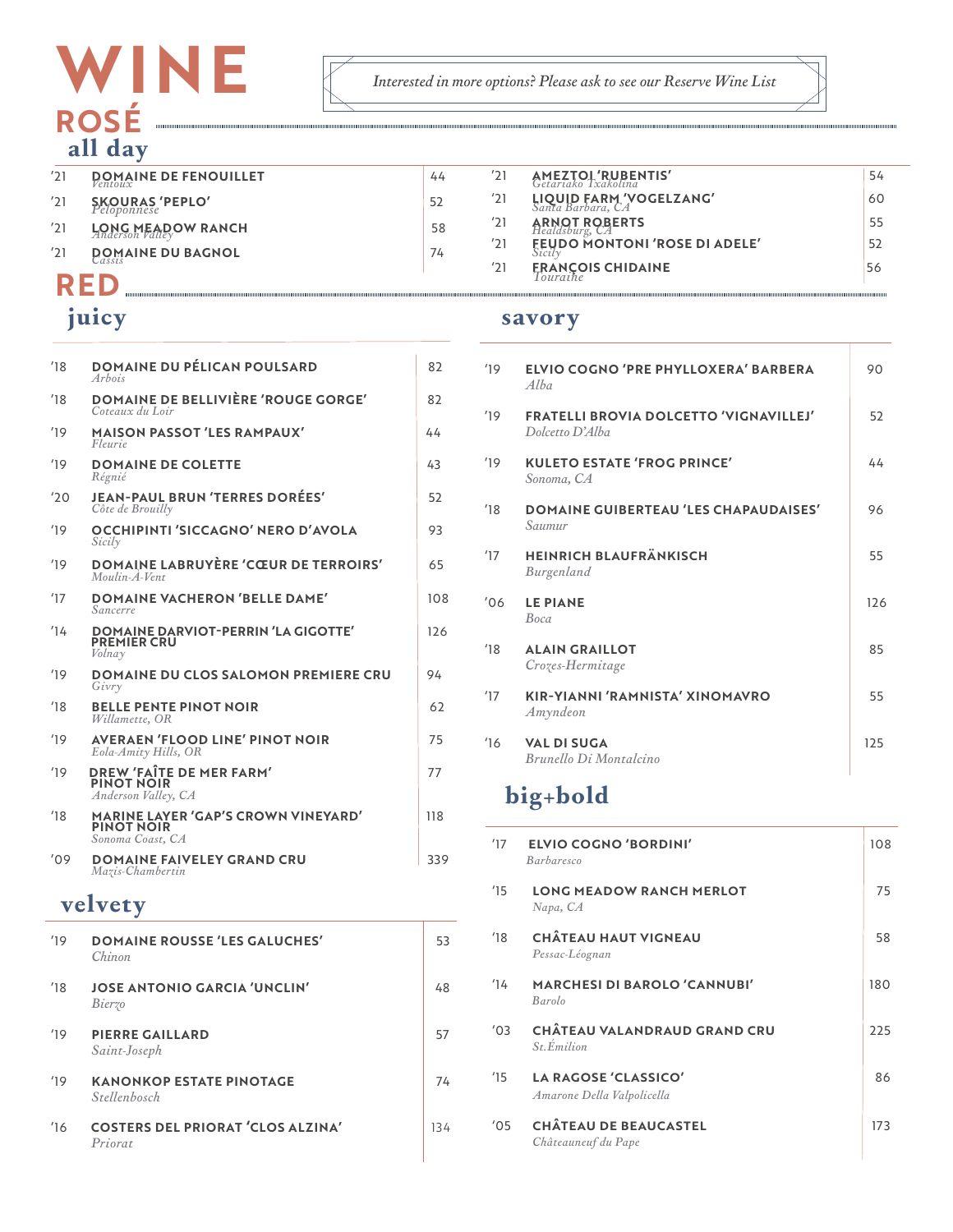# WINE

*Interested in more options? Please ask to see our Reserve Wine List*

## ROSÉ

### all day

| | | |
|---|---|---|
| '21 | **DOMAINE DE FENOUILLET** *Ventoux* | 44 |
| '21 | **SKOURAS 'PEPLO'** *Peloponnese* | 52 |
| '21 | **LONG MEADOW RANCH** *Anderson Valley* | 58 |
| '21 | **DOMAINE DU BAGNOL** *Cassis* | 74 |
| '21 | **AMEZTOI 'RUBENTIS'** *Getariako Txakolina* | 54 |
| '21 | **LIQUID FARM 'VOGELZANG'** *Santa Barbara, CA* | 60 |
| '21 | **ARNOT ROBERTS** *Healdsburg, CA* | 55 |
| '21 | **FEUDO MONTONI 'ROSE DI ADELE'** *Sicily* | 52 |
| '21 | **FRANÇOIS CHIDAINE** *Touraine* | 56 |

## RED

### juicy

| | | |
|---|---|---|
| '18 | **DOMAINE DU PÉLICAN POULSARD** *Arbois* | 82 |
| '18 | **DOMAINE DE BELLIVIÈRE 'ROUGE GORGE'** *Coteaux du Loir* | 82 |
| '19 | **MAISON PASSOT 'LES RAMPAUX'** *Fleurie* | 44 |
| '19 | **DOMAINE DE COLETTE** *Régnié* | 43 |
| '20 | **JEAN-PAUL BRUN 'TERRES DORÉES'** *Côte de Brouilly* | 52 |
| '19 | **OCCHIPINTI 'SICCAGNO' NERO D'AVOLA** *Sicily* | 93 |
| '19 | **DOMAINE LABRUYÈRE 'CŒUR DE TERROIRS'** *Moulin-A-Vent* | 65 |
| '17 | **DOMAINE VACHERON 'BELLE DAME'** *Sancerre* | 108 |
| '14 | **DOMAINE DARVIOT-PERRIN 'LA GIGOTTE' PREMIER CRU** *Volnay* | 126 |
| '19 | **DOMAINE DU CLOS SALOMON PREMIERE CRU** *Givry* | 94 |
| '18 | **BELLE PENTE PINOT NOIR** *Willamette, OR* | 62 |
| '19 | **AVERAEN 'FLOOD LINE' PINOT NOIR** *Eola-Amity Hills, OR* | 75 |
| '19 | **DREW 'FAÎTE DE MER FARM' PINOT NOIR** *Anderson Valley, CA* | 77 |
| '18 | **MARINE LAYER 'GAP'S CROWN VINEYARD' PINOT NOIR** *Sonoma Coast, CA* | 118 |
| '09 | **DOMAINE FAIVELEY GRAND CRU** *Mazis-Chambertin* | 339 |

### velvety

| | | |
|---|---|---|
| '19 | **DOMAINE ROUSSE 'LES GALUCHES'** *Chinon* | 53 |
| '18 | **JOSE ANTONIO GARCIA 'UNCLIN'** *Bierzo* | 48 |
| '19 | **PIERRE GAILLARD** *Saint-Joseph* | 57 |
| '19 | **KANONKOP ESTATE PINOTAGE** *Stellenbosch* | 74 |
| '16 | **COSTERS DEL PRIORAT 'CLOS ALZINA'** *Priorat* | 134 |

### savory

| | | |
|---|---|---|
| '19 | **ELVIO COGNO 'PRE PHYLLOXERA' BARBERA** *Alba* | 90 |
| '19 | **FRATELLI BROVIA DOLCETTO 'VIGNAVILLEJ'** *Dolcetto D'Alba* | 52 |
| '19 | **KULETO ESTATE 'FROG PRINCE'** *Sonoma, CA* | 44 |
| '18 | **DOMAINE GUIBERTEAU 'LES CHAPAUDAISES'** *Saumur* | 96 |
| '17 | **HEINRICH BLAUFRÄNKISCH** *Burgenland* | 55 |
| '06 | **LE PIANE** *Boca* | 126 |
| '18 | **ALAIN GRAILLOT** *Crozes-Hermitage* | 85 |
| '17 | **KIR-YIANNI 'RAMNISTA' XINOMAVRO** *Amyndeon* | 55 |
| '16 | **VAL DI SUGA** *Brunello Di Montalcino* | 125 |

### big+bold

| | | |
|---|---|---|
| '17 | **ELVIO COGNO 'BORDINI'** *Barbaresco* | 108 |
| '15 | **LONG MEADOW RANCH MERLOT** *Napa, CA* | 75 |
| '18 | **CHÂTEAU HAUT VIGNEAU** *Pessac-Léognan* | 58 |
| '14 | **MARCHESI DI BAROLO 'CANNUBI'** *Barolo* | 180 |
| '03 | **CHÂTEAU VALANDRAUD GRAND CRU** *St.Émilion* | 225 |
| '15 | **LA RAGOSE 'CLASSICO'** *Amarone Della Valpolicella* | 86 |
| '05 | **CHÂTEAU DE BEAUCASTEL** *Châteauneuf du Pape* | 173 |